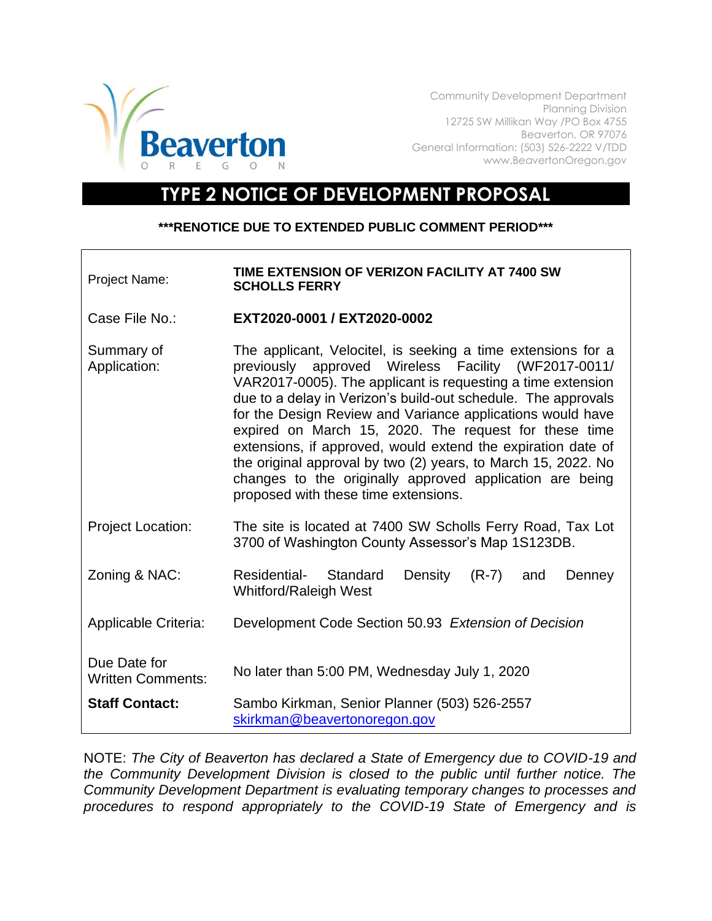Community Development Department
Planning Division
12725 SW Millikan Way /PO Box 4755
Beaverton, OR 97076
General Information: (503) 526-2222 V/TDD
www.BeavertonOregon.gov

# TYPE 2 NOTICE OF DEVELOPMENT PROPOSAL

**\*\*\*RENOTICE DUE TO EXTENDED PUBLIC COMMENT PERIOD\*\*\***

| | |
|---|---|
| Project Name: | **TIME EXTENSION OF VERIZON FACILITY AT 7400 SW SCHOLLS FERRY** |
| Case File No.: | **EXT2020-0001 / EXT2020-0002** |
| Summary of Application: | The applicant, Velocitel, is seeking a time extensions for a previously approved Wireless Facility (WF2017-0011/ VAR2017-0005). The applicant is requesting a time extension due to a delay in Verizon's build-out schedule. The approvals for the Design Review and Variance applications would have expired on March 15, 2020. The request for these time extensions, if approved, would extend the expiration date of the original approval by two (2) years, to March 15, 2022. No changes to the originally approved application are being proposed with these time extensions. |
| Project Location: | The site is located at 7400 SW Scholls Ferry Road, Tax Lot 3700 of Washington County Assessor's Map 1S123DB. |
| Zoning & NAC: | Residential- Standard Density (R-7) and Denney Whitford/Raleigh West |
| Applicable Criteria: | Development Code Section 50.93 *Extension of Decision* |
| Due Date for Written Comments: | No later than 5:00 PM, Wednesday July 1, 2020 |
| **Staff Contact:** | Sambo Kirkman, Senior Planner (503) 526-2557 skirkman@beavertonoregon.gov |

NOTE: *The City of Beaverton has declared a State of Emergency due to COVID-19 and the Community Development Division is closed to the public until further notice. The Community Development Department is evaluating temporary changes to processes and procedures to respond appropriately to the COVID-19 State of Emergency and is*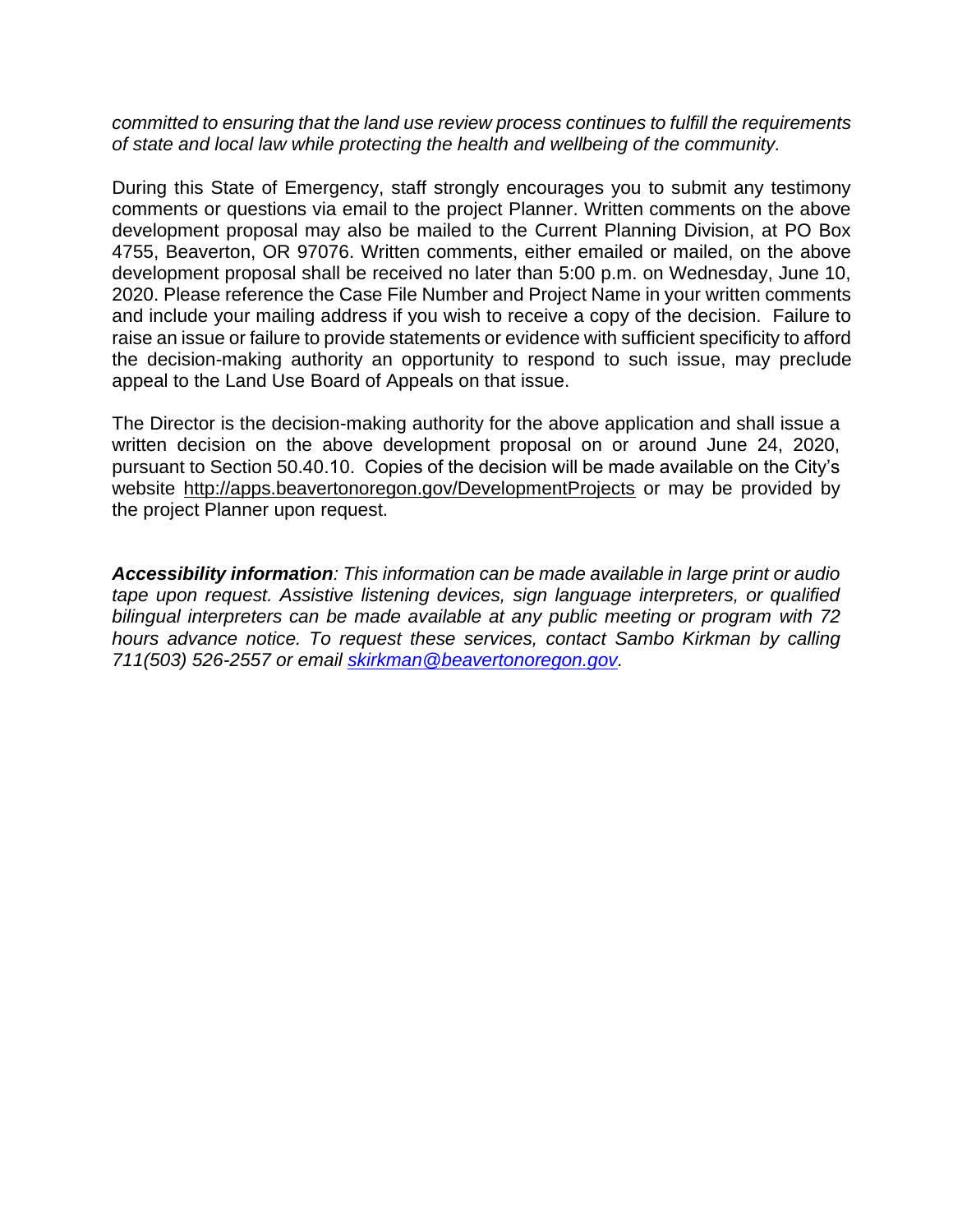*committed to ensuring that the land use review process continues to fulfill the requirements of state and local law while protecting the health and wellbeing of the community.*

During this State of Emergency, staff strongly encourages you to submit any testimony comments or questions via email to the project Planner. Written comments on the above development proposal may also be mailed to the Current Planning Division, at PO Box 4755, Beaverton, OR 97076. Written comments, either emailed or mailed, on the above development proposal shall be received no later than 5:00 p.m. on Wednesday, June 10, 2020. Please reference the Case File Number and Project Name in your written comments and include your mailing address if you wish to receive a copy of the decision. Failure to raise an issue or failure to provide statements or evidence with sufficient specificity to afford the decision-making authority an opportunity to respond to such issue, may preclude appeal to the Land Use Board of Appeals on that issue.

The Director is the decision-making authority for the above application and shall issue a written decision on the above development proposal on or around June 24, 2020, pursuant to Section 50.40.10. Copies of the decision will be made available on the City's website http://apps.beavertonoregon.gov/DevelopmentProjects or may be provided by the project Planner upon request.

***Accessibility information**: This information can be made available in large print or audio tape upon request. Assistive listening devices, sign language interpreters, or qualified bilingual interpreters can be made available at any public meeting or program with 72 hours advance notice. To request these services, contact Sambo Kirkman by calling 711(503) 526-2557 or email skirkman@beavertonoregon.gov.*